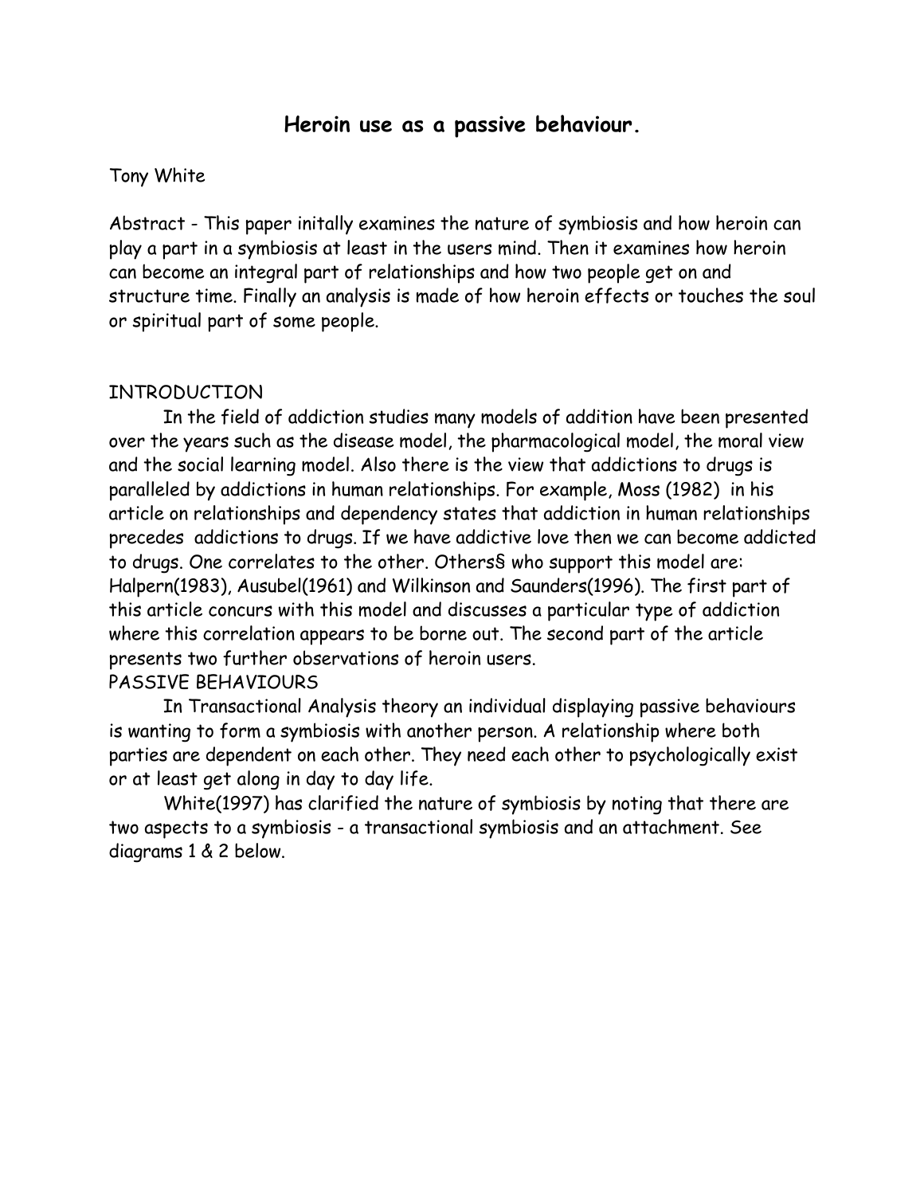# Heroin use as a passive behaviour.

Tony White

Abstract - This paper initally examines the nature of symbiosis and how heroin can play a part in a symbiosis at least in the users mind. Then it examines how heroin can become an integral part of relationships and how two people get on and structure time. Finally an analysis is made of how heroin effects or touches the soul or spiritual part of some people.

## INTRODUCTION

In the field of addiction studies many models of addition have been presented over the years such as the disease model, the pharmacological model, the moral view and the social learning model. Also there is the view that addictions to drugs is paralleled by addictions in human relationships. For example, Moss (1982) in his article on relationships and dependency states that addiction in human relationships precedes addictions to drugs. If we have addictive love then we can become addicted to drugs. One correlates to the other. Others§ who support this model are: Halpern(1983), Ausubel(1961) and Wilkinson and Saunders(1996). The first part of this article concurs with this model and discusses a particular type of addiction where this correlation appears to be borne out. The second part of the article presents two further observations of heroin users.

## PASSIVE BEHAVIOURS

In Transactional Analysis theory an individual displaying passive behaviours is wanting to form a symbiosis with another person. A relationship where both parties are dependent on each other. They need each other to psychologically exist or at least get along in day to day life.

White(1997) has clarified the nature of symbiosis by noting that there are two aspects to a symbiosis - a transactional symbiosis and an attachment. See diagrams 1 & 2 below.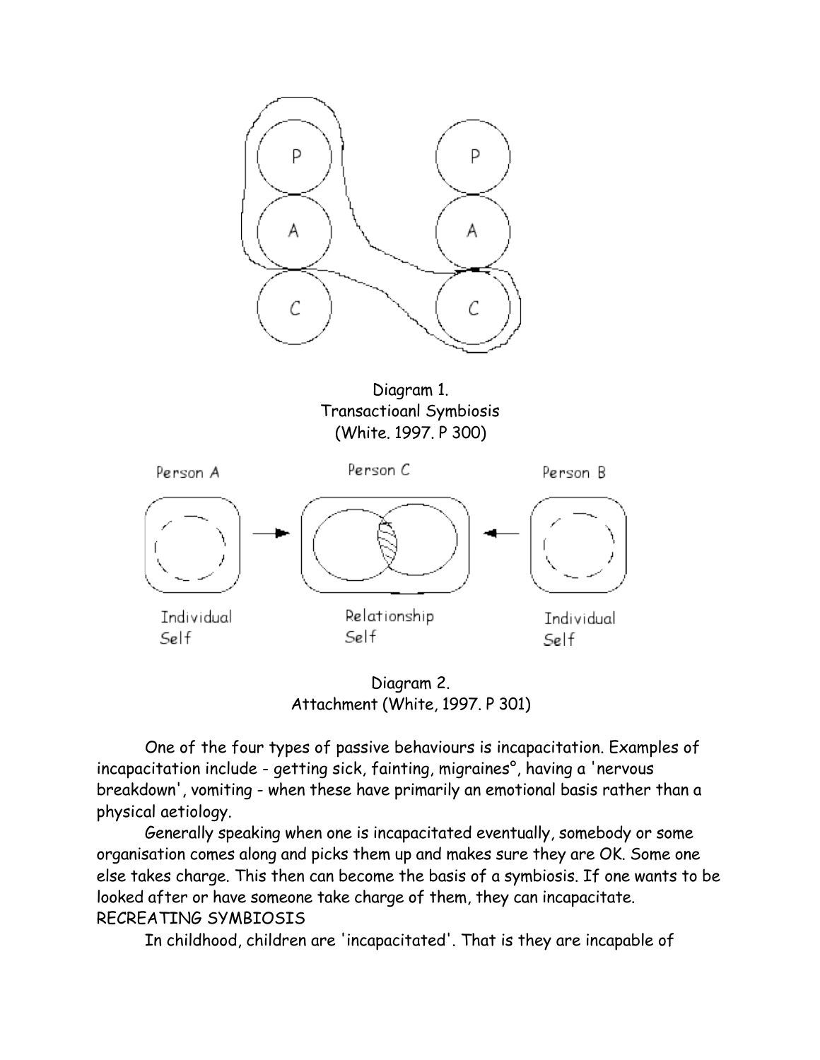P

A

C

P

A

C

Diagram 1.
Transactioanl Symbiosis
(White. 1997. P 300)

Person A

Person C

Person B

Individual Self

Relationship Self

Individual Self

Diagram 2.
Attachment (White, 1997. P 301)

One of the four types of passive behaviours is incapacitation. Examples of incapacitation include - getting sick, fainting, migraines°, having a 'nervous breakdown', vomiting - when these have primarily an emotional basis rather than a physical aetiology.

Generally speaking when one is incapacitated eventually, somebody or some organisation comes along and picks them up and makes sure they are OK. Some one else takes charge. This then can become the basis of a symbiosis. If one wants to be looked after or have someone take charge of them, they can incapacitate.

RECREATING SYMBIOSIS

In childhood, children are 'incapacitated'. That is they are incapable of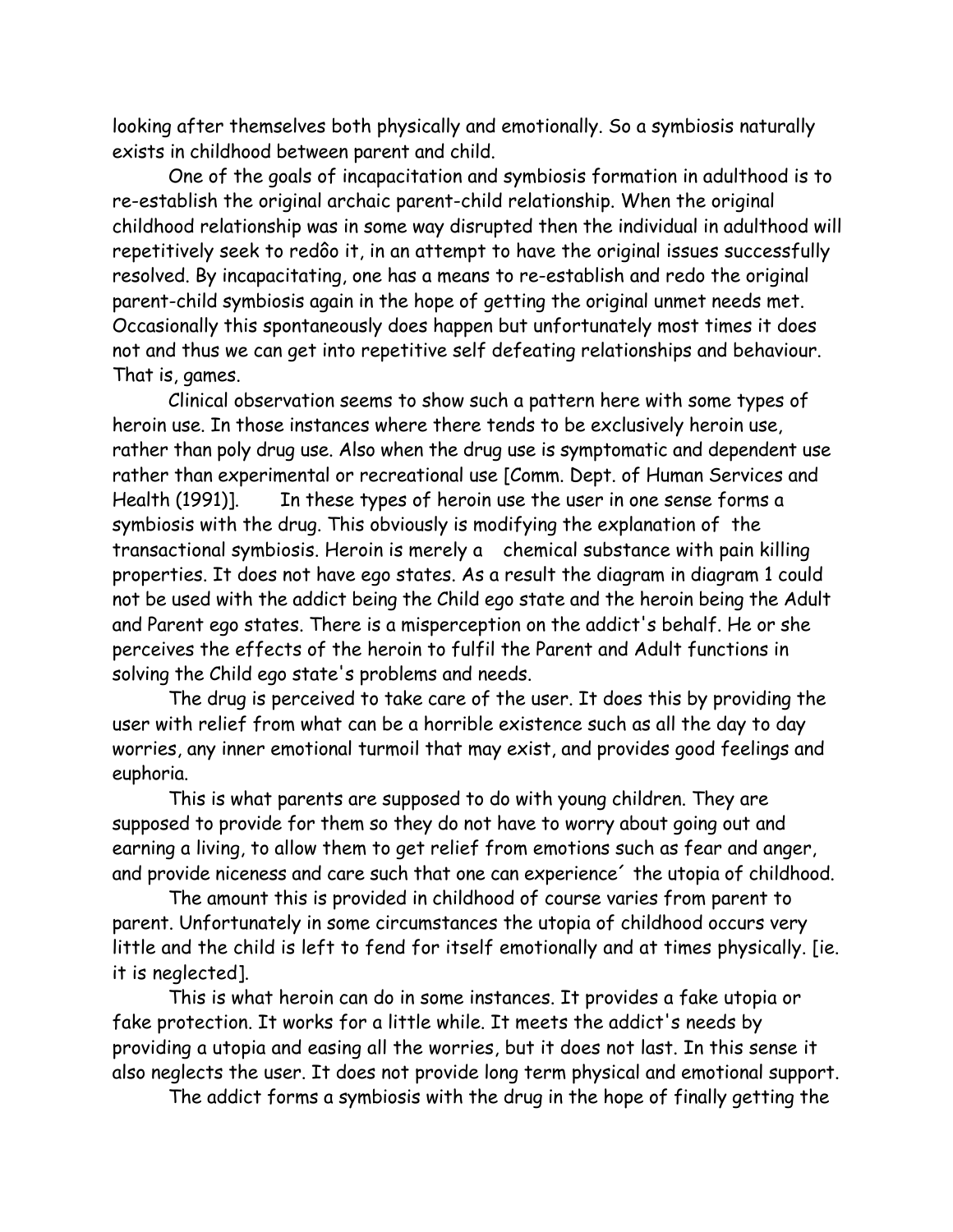looking after themselves both physically and emotionally. So a symbiosis naturally exists in childhood between parent and child.

One of the goals of incapacitation and symbiosis formation in adulthood is to re-establish the original archaic parent-child relationship. When the original childhood relationship was in some way disrupted then the individual in adulthood will repetitively seek to redôo it, in an attempt to have the original issues successfully resolved. By incapacitating, one has a means to re-establish and redo the original parent-child symbiosis again in the hope of getting the original unmet needs met. Occasionally this spontaneously does happen but unfortunately most times it does not and thus we can get into repetitive self defeating relationships and behaviour. That is, games.

Clinical observation seems to show such a pattern here with some types of heroin use. In those instances where there tends to be exclusively heroin use, rather than poly drug use. Also when the drug use is symptomatic and dependent use rather than experimental or recreational use [Comm. Dept. of Human Services and Health (1991)]. In these types of heroin use the user in one sense forms a symbiosis with the drug. This obviously is modifying the explanation of the transactional symbiosis. Heroin is merely a chemical substance with pain killing properties. It does not have ego states. As a result the diagram in diagram 1 could not be used with the addict being the Child ego state and the heroin being the Adult and Parent ego states. There is a misperception on the addict's behalf. He or she perceives the effects of the heroin to fulfil the Parent and Adult functions in solving the Child ego state's problems and needs.

The drug is perceived to take care of the user. It does this by providing the user with relief from what can be a horrible existence such as all the day to day worries, any inner emotional turmoil that may exist, and provides good feelings and euphoria.

This is what parents are supposed to do with young children. They are supposed to provide for them so they do not have to worry about going out and earning a living, to allow them to get relief from emotions such as fear and anger, and provide niceness and care such that one can experience´ the utopia of childhood.

The amount this is provided in childhood of course varies from parent to parent. Unfortunately in some circumstances the utopia of childhood occurs very little and the child is left to fend for itself emotionally and at times physically. [ie. it is neglected].

This is what heroin can do in some instances. It provides a fake utopia or fake protection. It works for a little while. It meets the addict's needs by providing a utopia and easing all the worries, but it does not last. In this sense it also neglects the user. It does not provide long term physical and emotional support.

The addict forms a symbiosis with the drug in the hope of finally getting the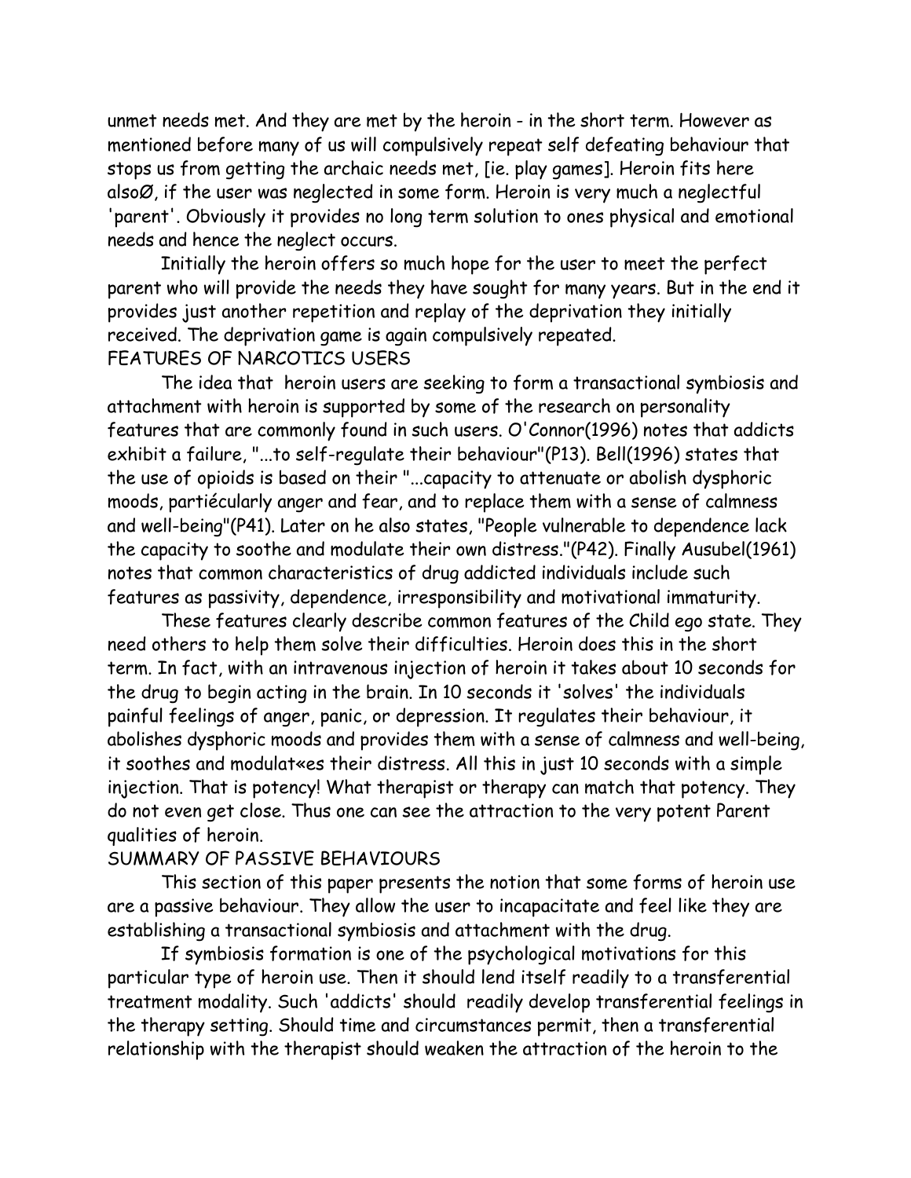unmet needs met. And they are met by the heroin - in the short term. However as mentioned before many of us will compulsively repeat self defeating behaviour that stops us from getting the archaic needs met, [ie. play games]. Heroin fits here alsoØ, if the user was neglected in some form. Heroin is very much a neglectful 'parent'. Obviously it provides no long term solution to ones physical and emotional needs and hence the neglect occurs.

Initially the heroin offers so much hope for the user to meet the perfect parent who will provide the needs they have sought for many years. But in the end it provides just another repetition and replay of the deprivation they initially received. The deprivation game is again compulsively repeated.

## FEATURES OF NARCOTICS USERS

The idea that heroin users are seeking to form a transactional symbiosis and attachment with heroin is supported by some of the research on personality features that are commonly found in such users. O'Connor(1996) notes that addicts exhibit a failure, "...to self-regulate their behaviour"(P13). Bell(1996) states that the use of opioids is based on their "...capacity to attenuate or abolish dysphoric moods, partiécularly anger and fear, and to replace them with a sense of calmness and well-being"(P41). Later on he also states, "People vulnerable to dependence lack the capacity to soothe and modulate their own distress."(P42). Finally Ausubel(1961) notes that common characteristics of drug addicted individuals include such features as passivity, dependence, irresponsibility and motivational immaturity.

These features clearly describe common features of the Child ego state. They need others to help them solve their difficulties. Heroin does this in the short term. In fact, with an intravenous injection of heroin it takes about 10 seconds for the drug to begin acting in the brain. In 10 seconds it 'solves' the individuals painful feelings of anger, panic, or depression. It regulates their behaviour, it abolishes dysphoric moods and provides them with a sense of calmness and well-being, it soothes and modulat«es their distress. All this in just 10 seconds with a simple injection. That is potency! What therapist or therapy can match that potency. They do not even get close. Thus one can see the attraction to the very potent Parent qualities of heroin.

## SUMMARY OF PASSIVE BEHAVIOURS

This section of this paper presents the notion that some forms of heroin use are a passive behaviour. They allow the user to incapacitate and feel like they are establishing a transactional symbiosis and attachment with the drug.

If symbiosis formation is one of the psychological motivations for this particular type of heroin use. Then it should lend itself readily to a transferential treatment modality. Such 'addicts' should readily develop transferential feelings in the therapy setting. Should time and circumstances permit, then a transferential relationship with the therapist should weaken the attraction of the heroin to the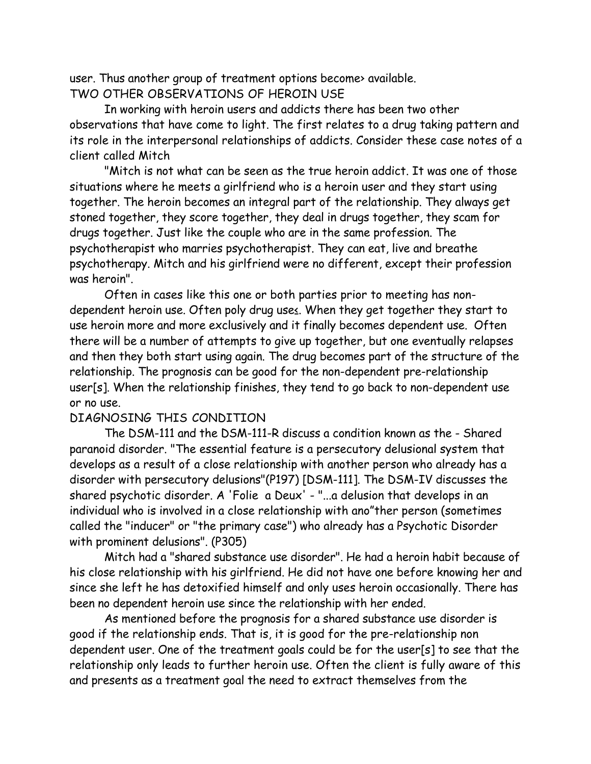user. Thus another group of treatment options become> available.

## TWO OTHER OBSERVATIONS OF HEROIN USE

In working with heroin users and addicts there has been two other observations that have come to light. The first relates to a drug taking pattern and its role in the interpersonal relationships of addicts. Consider these case notes of a client called Mitch

"Mitch is not what can be seen as the true heroin addict. It was one of those situations where he meets a girlfriend who is a heroin user and they start using together. The heroin becomes an integral part of the relationship. They always get stoned together, they score together, they deal in drugs together, they scam for drugs together. Just like the couple who are in the same profession. The psychotherapist who marries psychotherapist. They can eat, live and breathe psychotherapy. Mitch and his girlfriend were no different, except their profession was heroin".

Often in cases like this one or both parties prior to meeting has non-dependent heroin use. Often poly drug uses. When they get together they start to use heroin more and more exclusively and it finally becomes dependent use. Often there will be a number of attempts to give up together, but one eventually relapses and then they both start using again. The drug becomes part of the structure of the relationship. The prognosis can be good for the non-dependent pre-relationship user[s]. When the relationship finishes, they tend to go back to non-dependent use or no use.

## DIAGNOSING THIS CONDITION

The DSM-111 and the DSM-111-R discuss a condition known as the - Shared paranoid disorder. "The essential feature is a persecutory delusional system that develops as a result of a close relationship with another person who already has a disorder with persecutory delusions"(P197) [DSM-111]. The DSM-IV discusses the shared psychotic disorder. A 'Folie a Deux' - "...a delusion that develops in an individual who is involved in a close relationship with ano"ther person (sometimes called the "inducer" or "the primary case") who already has a Psychotic Disorder with prominent delusions". (P305)

Mitch had a "shared substance use disorder". He had a heroin habit because of his close relationship with his girlfriend. He did not have one before knowing her and since she left he has detoxified himself and only uses heroin occasionally. There has been no dependent heroin use since the relationship with her ended.

As mentioned before the prognosis for a shared substance use disorder is good if the relationship ends. That is, it is good for the pre-relationship non dependent user. One of the treatment goals could be for the user[s] to see that the relationship only leads to further heroin use. Often the client is fully aware of this and presents as a treatment goal the need to extract themselves from the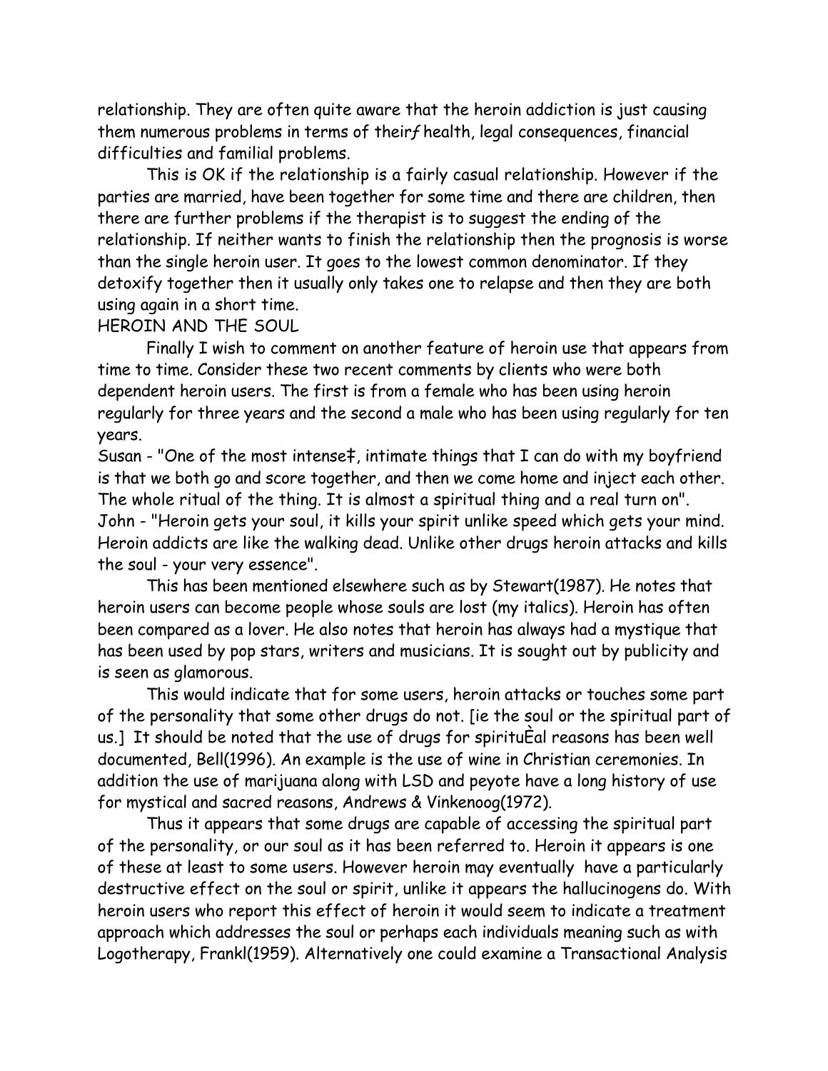relationship. They are often quite aware that the heroin addiction is just causing them numerous problems in terms of theirƒ health, legal consequences, financial difficulties and familial problems.

This is OK if the relationship is a fairly casual relationship. However if the parties are married, have been together for some time and there are children, then there are further problems if the therapist is to suggest the ending of the relationship. If neither wants to finish the relationship then the prognosis is worse than the single heroin user. It goes to the lowest common denominator. If they detoxify together then it usually only takes one to relapse and then they are both using again in a short time.

## HEROIN AND THE SOUL

Finally I wish to comment on another feature of heroin use that appears from time to time. Consider these two recent comments by clients who were both dependent heroin users. The first is from a female who has been using heroin regularly for three years and the second a male who has been using regularly for ten years.

Susan - "One of the most intense‡, intimate things that I can do with my boyfriend is that we both go and score together, and then we come home and inject each other. The whole ritual of the thing. It is almost a spiritual thing and a real turn on".

John - "Heroin gets your soul, it kills your spirit unlike speed which gets your mind. Heroin addicts are like the walking dead. Unlike other drugs heroin attacks and kills the soul - your very essence".

This has been mentioned elsewhere such as by Stewart(1987). He notes that heroin users can become people whose souls are lost (my italics). Heroin has often been compared as a lover. He also notes that heroin has always had a mystique that has been used by pop stars, writers and musicians. It is sought out by publicity and is seen as glamorous.

This would indicate that for some users, heroin attacks or touches some part of the personality that some other drugs do not. [ie the soul or the spiritual part of us.] It should be noted that the use of drugs for spirituÈal reasons has been well documented, Bell(1996). An example is the use of wine in Christian ceremonies. In addition the use of marijuana along with LSD and peyote have a long history of use for mystical and sacred reasons, Andrews & Vinkenoog(1972).

Thus it appears that some drugs are capable of accessing the spiritual part of the personality, or our soul as it has been referred to. Heroin it appears is one of these at least to some users. However heroin may eventually have a particularly destructive effect on the soul or spirit, unlike it appears the hallucinogens do. With heroin users who report this effect of heroin it would seem to indicate a treatment approach which addresses the soul or perhaps each individuals meaning such as with Logotherapy, Frankl(1959). Alternatively one could examine a Transactional Analysis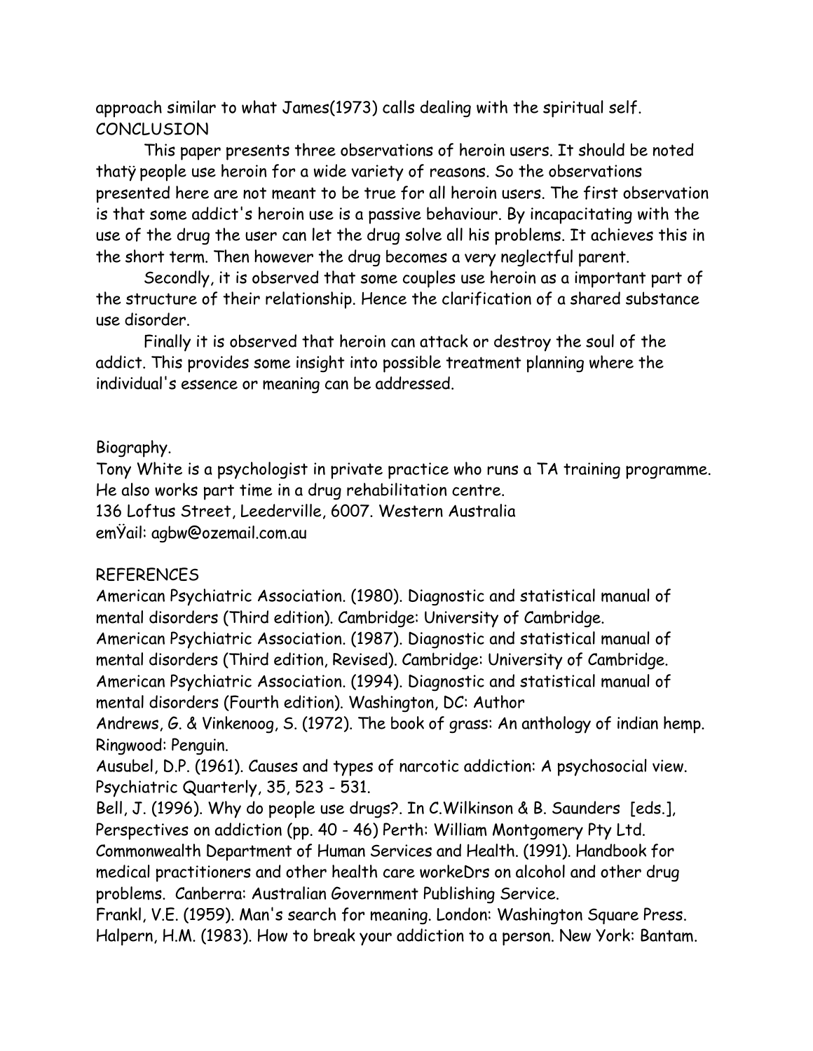approach similar to what James(1973) calls dealing with the spiritual self.

## CONCLUSION

This paper presents three observations of heroin users. It should be noted thatÿ people use heroin for a wide variety of reasons. So the observations presented here are not meant to be true for all heroin users. The first observation is that some addict's heroin use is a passive behaviour. By incapacitating with the use of the drug the user can let the drug solve all his problems. It achieves this in the short term. Then however the drug becomes a very neglectful parent.

Secondly, it is observed that some couples use heroin as a important part of the structure of their relationship. Hence the clarification of a shared substance use disorder.

Finally it is observed that heroin can attack or destroy the soul of the addict. This provides some insight into possible treatment planning where the individual's essence or meaning can be addressed.

Biography.
Tony White is a psychologist in private practice who runs a TA training programme. He also works part time in a drug rehabilitation centre.
136 Loftus Street, Leederville, 6007. Western Australia
emŸail: agbw@ozemail.com.au

## REFERENCES

American Psychiatric Association. (1980). Diagnostic and statistical manual of mental disorders (Third edition). Cambridge: University of Cambridge.
American Psychiatric Association. (1987). Diagnostic and statistical manual of mental disorders (Third edition, Revised). Cambridge: University of Cambridge.
American Psychiatric Association. (1994). Diagnostic and statistical manual of mental disorders (Fourth edition). Washington, DC: Author
Andrews, G. & Vinkenoog, S. (1972). The book of grass: An anthology of indian hemp. Ringwood: Penguin.
Ausubel, D.P. (1961). Causes and types of narcotic addiction: A psychosocial view. Psychiatric Quarterly, 35, 523 - 531.
Bell, J. (1996). Why do people use drugs?. In C.Wilkinson & B. Saunders [eds.], Perspectives on addiction (pp. 40 - 46) Perth: William Montgomery Pty Ltd.
Commonwealth Department of Human Services and Health. (1991). Handbook for medical practitioners and other health care workeDrs on alcohol and other drug problems. Canberra: Australian Government Publishing Service.
Frankl, V.E. (1959). Man's search for meaning. London: Washington Square Press.
Halpern, H.M. (1983). How to break your addiction to a person. New York: Bantam.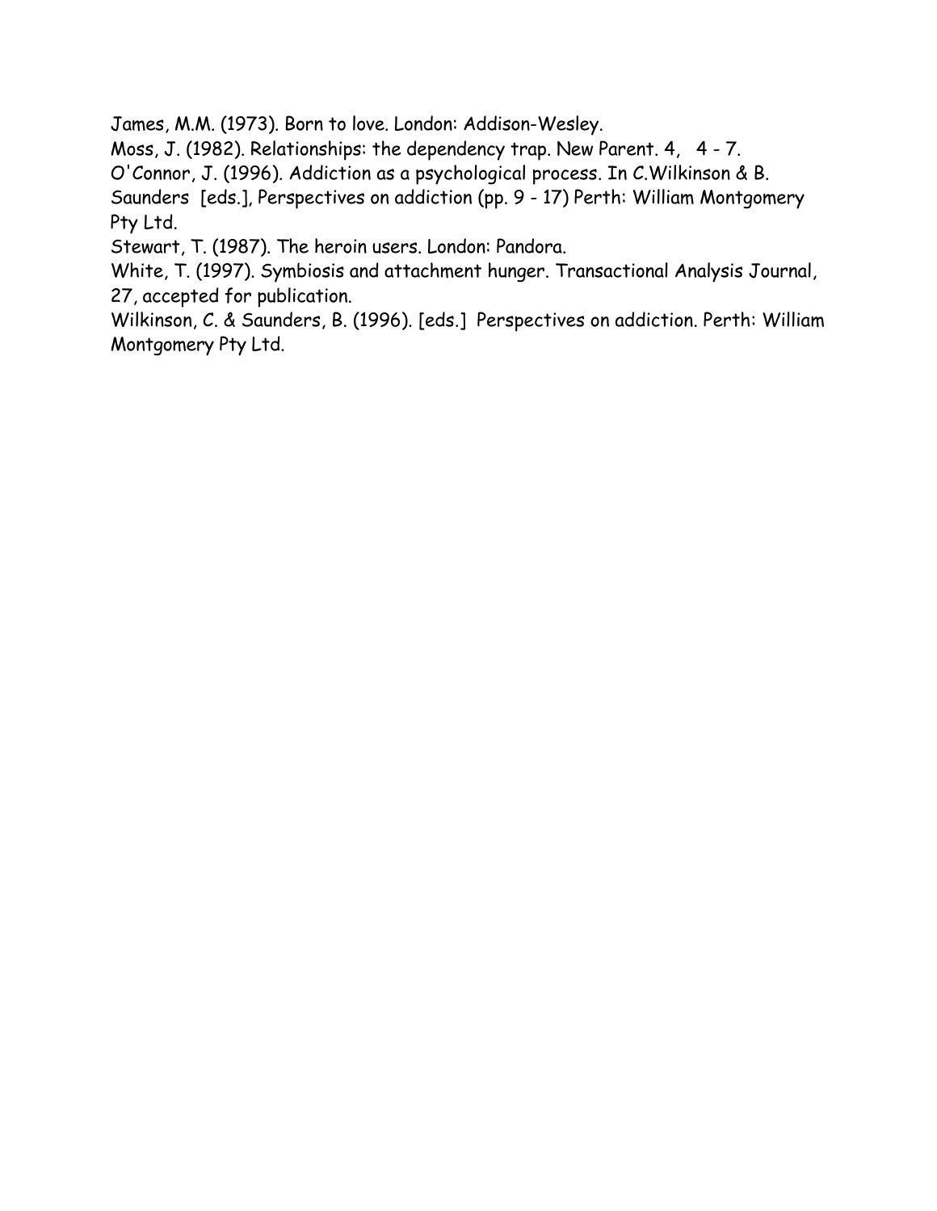James, M.M. (1973). Born to love. London: Addison-Wesley.

Moss, J. (1982). Relationships: the dependency trap. New Parent. 4, 4 - 7.

O'Connor, J. (1996). Addiction as a psychological process. In C.Wilkinson & B. Saunders [eds.], Perspectives on addiction (pp. 9 - 17) Perth: William Montgomery Pty Ltd.

Stewart, T. (1987). The heroin users. London: Pandora.

White, T. (1997). Symbiosis and attachment hunger. Transactional Analysis Journal, 27, accepted for publication.

Wilkinson, C. & Saunders, B. (1996). [eds.] Perspectives on addiction. Perth: William Montgomery Pty Ltd.